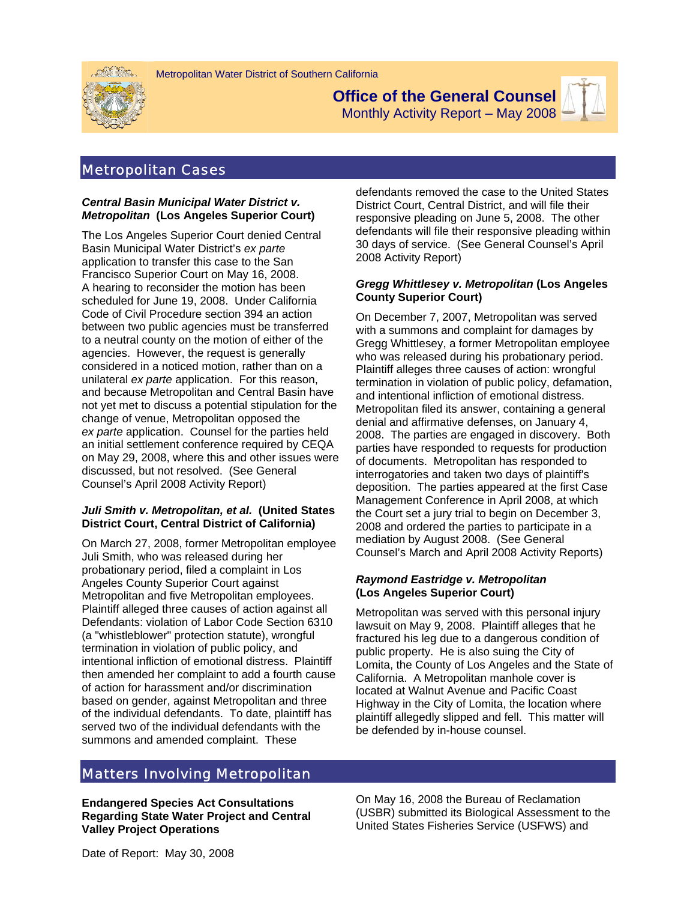Metropolitan Water District of Southern California

# Office of the General Counsel

Monthly Activity Report – May 2008

## Metropolitan Cases

### *Central Basin Municipal Water District v. Metropolitan* (Los Angeles Superior Court)

The Los Angeles Superior Court denied Central Basin Municipal Water District's *ex parte* application to transfer this case to the San Francisco Superior Court on May 16, 2008. A hearing to reconsider the motion has been scheduled for June 19, 2008. Under California Code of Civil Procedure section 394 an action between two public agencies must be transferred to a neutral county on the motion of either of the agencies. However, the request is generally considered in a noticed motion, rather than on a unilateral *ex parte* application. For this reason, and because Metropolitan and Central Basin have not yet met to discuss a potential stipulation for the change of venue, Metropolitan opposed the *ex parte* application. Counsel for the parties held an initial settlement conference required by CEQA on May 29, 2008, where this and other issues were discussed, but not resolved. (See General Counsel's April 2008 Activity Report)

### *Juli Smith v. Metropolitan, et al.* (United States District Court, Central District of California)

On March 27, 2008, former Metropolitan employee Juli Smith, who was released during her probationary period, filed a complaint in Los Angeles County Superior Court against Metropolitan and five Metropolitan employees. Plaintiff alleged three causes of action against all Defendants: violation of Labor Code Section 6310 (a "whistleblower" protection statute), wrongful termination in violation of public policy, and intentional infliction of emotional distress. Plaintiff then amended her complaint to add a fourth cause of action for harassment and/or discrimination based on gender, against Metropolitan and three of the individual defendants. To date, plaintiff has served two of the individual defendants with the summons and amended complaint. These defendants removed the case to the United States District Court, Central District, and will file their responsive pleading on June 5, 2008. The other defendants will file their responsive pleading within 30 days of service. (See General Counsel's April 2008 Activity Report)

### *Gregg Whittlesey v. Metropolitan* (Los Angeles County Superior Court)

On December 7, 2007, Metropolitan was served with a summons and complaint for damages by Gregg Whittlesey, a former Metropolitan employee who was released during his probationary period. Plaintiff alleges three causes of action: wrongful termination in violation of public policy, defamation, and intentional infliction of emotional distress. Metropolitan filed its answer, containing a general denial and affirmative defenses, on January 4, 2008. The parties are engaged in discovery. Both parties have responded to requests for production of documents. Metropolitan has responded to interrogatories and taken two days of plaintiff's deposition. The parties appeared at the first Case Management Conference in April 2008, at which the Court set a jury trial to begin on December 3, 2008 and ordered the parties to participate in a mediation by August 2008. (See General Counsel's March and April 2008 Activity Reports)

### *Raymond Eastridge v. Metropolitan* (Los Angeles Superior Court)

Metropolitan was served with this personal injury lawsuit on May 9, 2008. Plaintiff alleges that he fractured his leg due to a dangerous condition of public property. He is also suing the City of Lomita, the County of Los Angeles and the State of California. A Metropolitan manhole cover is located at Walnut Avenue and Pacific Coast Highway in the City of Lomita, the location where plaintiff allegedly slipped and fell. This matter will be defended by in-house counsel.

## Matters Involving Metropolitan

### Endangered Species Act Consultations Regarding State Water Project and Central Valley Project Operations

On May 16, 2008 the Bureau of Reclamation (USBR) submitted its Biological Assessment to the United States Fisheries Service (USFWS) and

Date of Report: May 30, 2008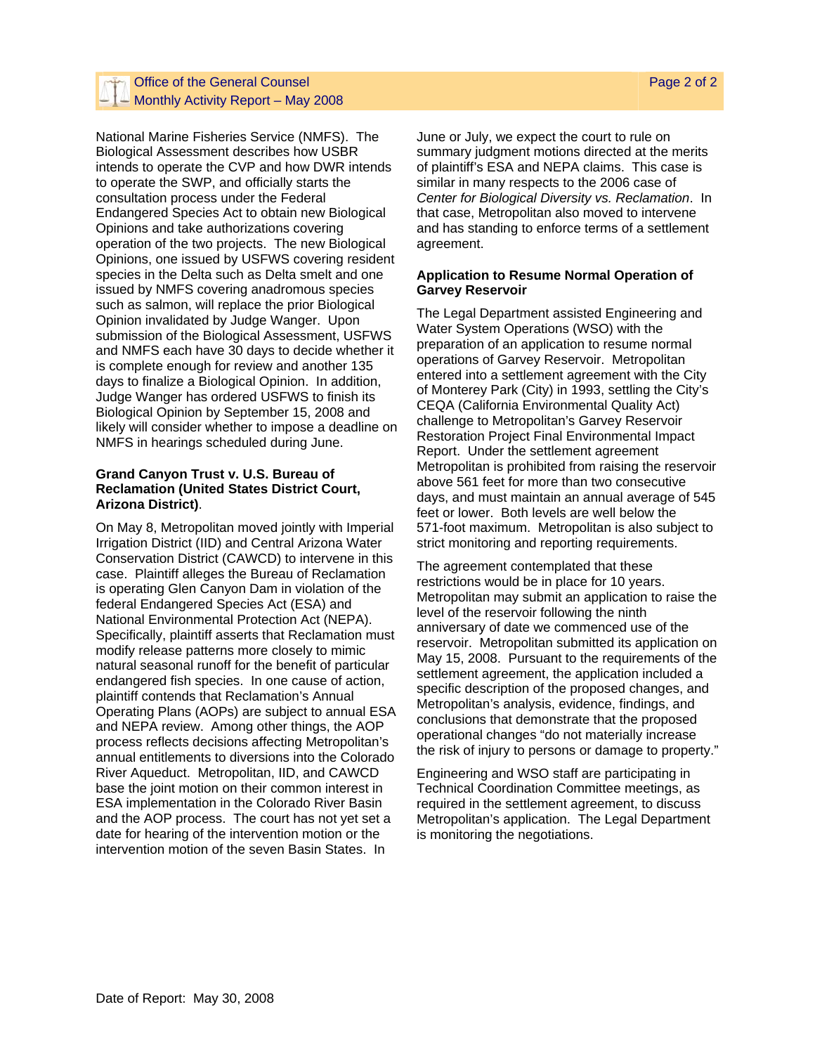National Marine Fisheries Service (NMFS). The Biological Assessment describes how USBR intends to operate the CVP and how DWR intends to operate the SWP, and officially starts the consultation process under the Federal Endangered Species Act to obtain new Biological Opinions and take authorizations covering operation of the two projects. The new Biological Opinions, one issued by USFWS covering resident species in the Delta such as Delta smelt and one issued by NMFS covering anadromous species such as salmon, will replace the prior Biological Opinion invalidated by Judge Wanger. Upon submission of the Biological Assessment, USFWS and NMFS each have 30 days to decide whether it is complete enough for review and another 135 days to finalize a Biological Opinion. In addition, Judge Wanger has ordered USFWS to finish its Biological Opinion by September 15, 2008 and likely will consider whether to impose a deadline on NMFS in hearings scheduled during June.

**Grand Canyon Trust v. U.S. Bureau of Reclamation (United States District Court, Arizona District)**.

On May 8, Metropolitan moved jointly with Imperial Irrigation District (IID) and Central Arizona Water Conservation District (CAWCD) to intervene in this case. Plaintiff alleges the Bureau of Reclamation is operating Glen Canyon Dam in violation of the federal Endangered Species Act (ESA) and National Environmental Protection Act (NEPA). Specifically, plaintiff asserts that Reclamation must modify release patterns more closely to mimic natural seasonal runoff for the benefit of particular endangered fish species. In one cause of action, plaintiff contends that Reclamation's Annual Operating Plans (AOPs) are subject to annual ESA and NEPA review. Among other things, the AOP process reflects decisions affecting Metropolitan's annual entitlements to diversions into the Colorado River Aqueduct. Metropolitan, IID, and CAWCD base the joint motion on their common interest in ESA implementation in the Colorado River Basin and the AOP process. The court has not yet set a date for hearing of the intervention motion or the intervention motion of the seven Basin States. In June or July, we expect the court to rule on summary judgment motions directed at the merits of plaintiff's ESA and NEPA claims. This case is similar in many respects to the 2006 case of *Center for Biological Diversity vs. Reclamation*. In that case, Metropolitan also moved to intervene and has standing to enforce terms of a settlement agreement.

**Application to Resume Normal Operation of Garvey Reservoir**

The Legal Department assisted Engineering and Water System Operations (WSO) with the preparation of an application to resume normal operations of Garvey Reservoir. Metropolitan entered into a settlement agreement with the City of Monterey Park (City) in 1993, settling the City's CEQA (California Environmental Quality Act) challenge to Metropolitan's Garvey Reservoir Restoration Project Final Environmental Impact Report. Under the settlement agreement Metropolitan is prohibited from raising the reservoir above 561 feet for more than two consecutive days, and must maintain an annual average of 545 feet or lower. Both levels are well below the 571-foot maximum. Metropolitan is also subject to strict monitoring and reporting requirements.

The agreement contemplated that these restrictions would be in place for 10 years. Metropolitan may submit an application to raise the level of the reservoir following the ninth anniversary of date we commenced use of the reservoir. Metropolitan submitted its application on May 15, 2008. Pursuant to the requirements of the settlement agreement, the application included a specific description of the proposed changes, and Metropolitan's analysis, evidence, findings, and conclusions that demonstrate that the proposed operational changes "do not materially increase the risk of injury to persons or damage to property."

Engineering and WSO staff are participating in Technical Coordination Committee meetings, as required in the settlement agreement, to discuss Metropolitan's application. The Legal Department is monitoring the negotiations.

Date of Report: May 30, 2008